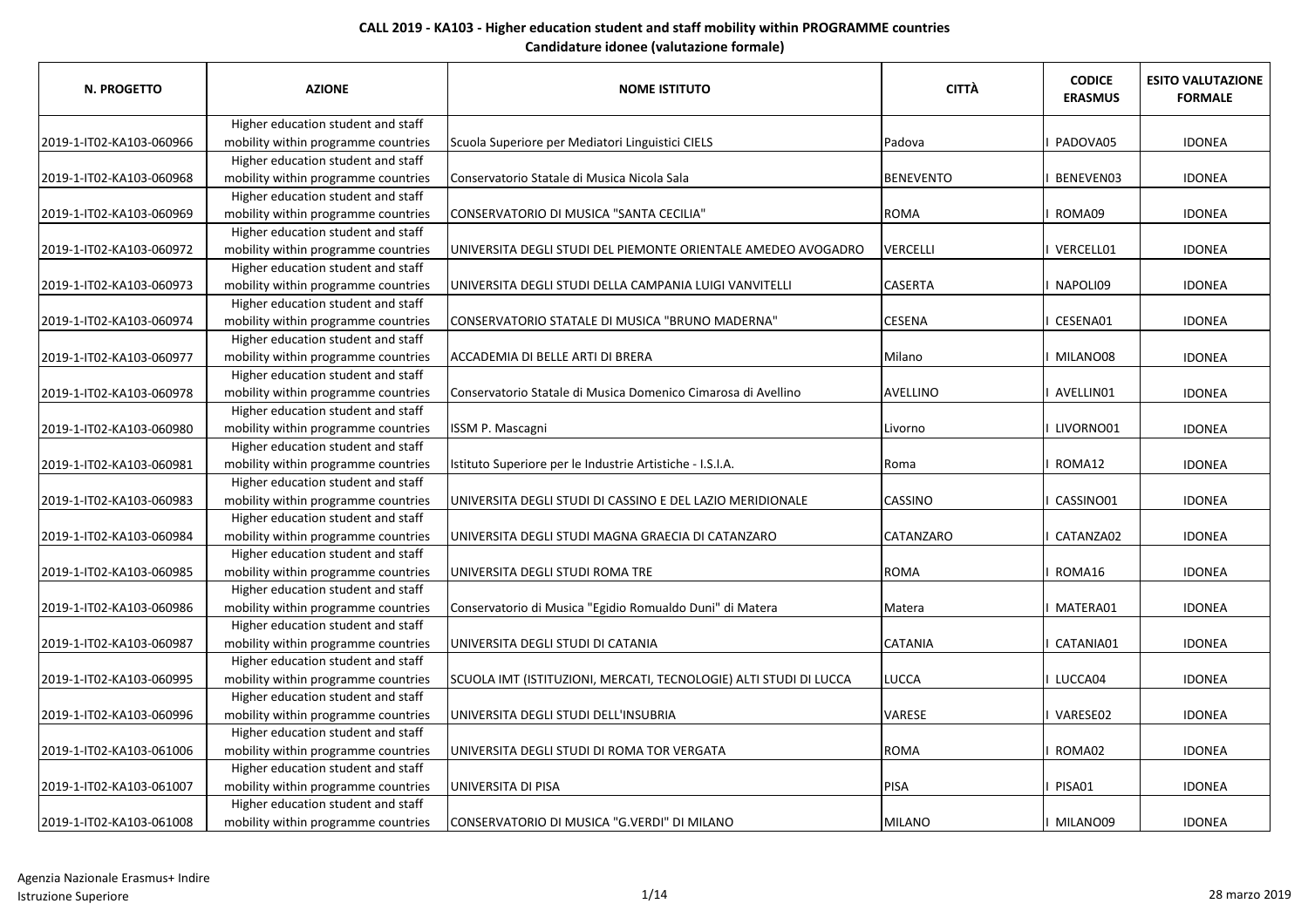**CALL 2019 - KA103 - Higher education student and staff mobility within PROGRAMME countries**

**Candidature idonee (valutazione formale)**

| N. PROGETTO | AZIONE | NOME ISTITUTO | CITTÀ | CODICE ERASMUS | ESITO VALUTAZIONE FORMALE |
|---|---|---|---|---|---|
| 2019-1-IT02-KA103-060966 | Higher education student and staff mobility within programme countries | Scuola Superiore per Mediatori Linguistici CIELS | Padova | I PADOVA05 | IDONEA |
| 2019-1-IT02-KA103-060968 | Higher education student and staff mobility within programme countries | Conservatorio Statale di Musica Nicola Sala | BENEVENTO | I BENEVEN03 | IDONEA |
| 2019-1-IT02-KA103-060969 | Higher education student and staff mobility within programme countries | CONSERVATORIO DI MUSICA "SANTA CECILIA" | ROMA | I ROMA09 | IDONEA |
| 2019-1-IT02-KA103-060972 | Higher education student and staff mobility within programme countries | UNIVERSITA DEGLI STUDI DEL PIEMONTE ORIENTALE AMEDEO AVOGADRO | VERCELLI | I VERCELL01 | IDONEA |
| 2019-1-IT02-KA103-060973 | Higher education student and staff mobility within programme countries | UNIVERSITA DEGLI STUDI DELLA CAMPANIA LUIGI VANVITELLI | CASERTA | I NAPOLI09 | IDONEA |
| 2019-1-IT02-KA103-060974 | Higher education student and staff mobility within programme countries | CONSERVATORIO STATALE DI MUSICA "BRUNO MADERNA" | CESENA | I CESENA01 | IDONEA |
| 2019-1-IT02-KA103-060977 | Higher education student and staff mobility within programme countries | ACCADEMIA DI BELLE ARTI DI BRERA | Milano | I MILANO08 | IDONEA |
| 2019-1-IT02-KA103-060978 | Higher education student and staff mobility within programme countries | Conservatorio Statale di Musica Domenico Cimarosa di Avellino | AVELLINO | I AVELLIN01 | IDONEA |
| 2019-1-IT02-KA103-060980 | Higher education student and staff mobility within programme countries | ISSM P. Mascagni | Livorno | I LIVORNO01 | IDONEA |
| 2019-1-IT02-KA103-060981 | Higher education student and staff mobility within programme countries | Istituto Superiore per le Industrie Artistiche - I.S.I.A. | Roma | I ROMA12 | IDONEA |
| 2019-1-IT02-KA103-060983 | Higher education student and staff mobility within programme countries | UNIVERSITA DEGLI STUDI DI CASSINO E DEL LAZIO MERIDIONALE | CASSINO | I CASSINO01 | IDONEA |
| 2019-1-IT02-KA103-060984 | Higher education student and staff mobility within programme countries | UNIVERSITA DEGLI STUDI MAGNA GRAECIA DI CATANZARO | CATANZARO | I CATANZA02 | IDONEA |
| 2019-1-IT02-KA103-060985 | Higher education student and staff mobility within programme countries | UNIVERSITA DEGLI STUDI ROMA TRE | ROMA | I ROMA16 | IDONEA |
| 2019-1-IT02-KA103-060986 | Higher education student and staff mobility within programme countries | Conservatorio di Musica "Egidio Romualdo Duni" di Matera | Matera | I MATERA01 | IDONEA |
| 2019-1-IT02-KA103-060987 | Higher education student and staff mobility within programme countries | UNIVERSITA DEGLI STUDI DI CATANIA | CATANIA | I CATANIA01 | IDONEA |
| 2019-1-IT02-KA103-060995 | Higher education student and staff mobility within programme countries | SCUOLA IMT (ISTITUZIONI, MERCATI, TECNOLOGIE) ALTI STUDI DI LUCCA | LUCCA | I LUCCA04 | IDONEA |
| 2019-1-IT02-KA103-060996 | Higher education student and staff mobility within programme countries | UNIVERSITA DEGLI STUDI DELL'INSUBRIA | VARESE | I VARESE02 | IDONEA |
| 2019-1-IT02-KA103-061006 | Higher education student and staff mobility within programme countries | UNIVERSITA DEGLI STUDI DI ROMA TOR VERGATA | ROMA | I ROMA02 | IDONEA |
| 2019-1-IT02-KA103-061007 | Higher education student and staff mobility within programme countries | UNIVERSITA DI PISA | PISA | I PISA01 | IDONEA |
| 2019-1-IT02-KA103-061008 | Higher education student and staff mobility within programme countries | CONSERVATORIO DI MUSICA "G.VERDI" DI MILANO | MILANO | I MILANO09 | IDONEA |

Agenzia Nazionale Erasmus+ Indire
Istruzione Superiore

28 marzo 2019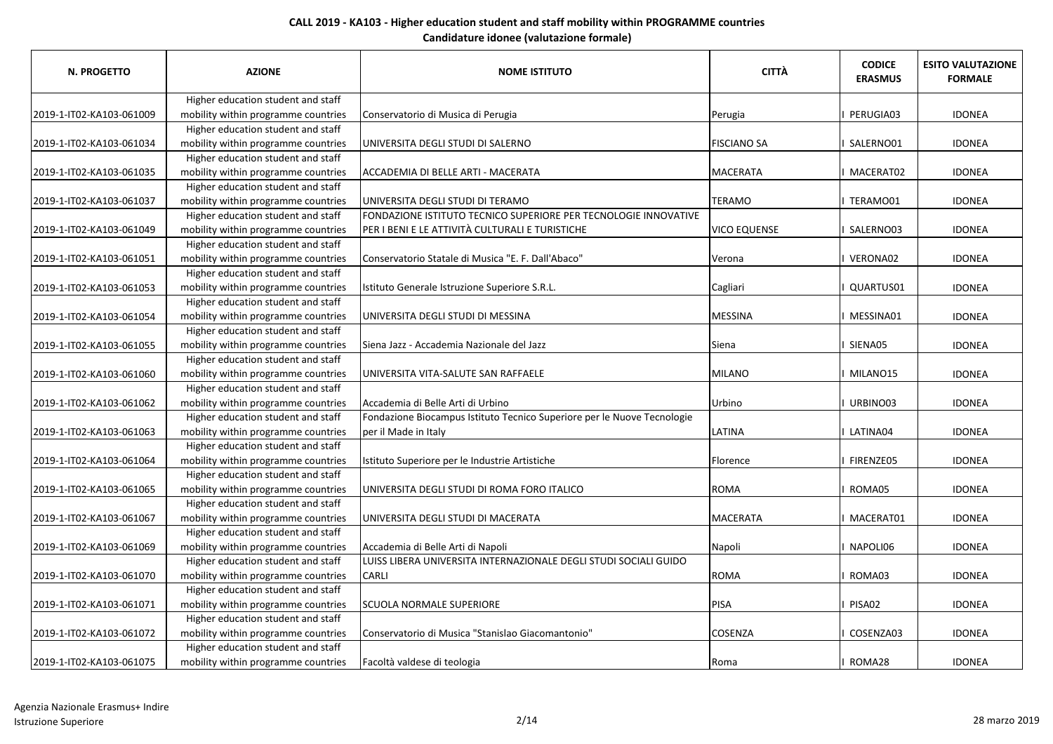**CALL 2019 - KA103 - Higher education student and staff mobility within PROGRAMME countries**
**Candidature idonee (valutazione formale)**

| N. PROGETTO | AZIONE | NOME ISTITUTO | CITTÀ | CODICE ERASMUS | ESITO VALUTAZIONE FORMALE |
|---|---|---|---|---|---|
| 2019-1-IT02-KA103-061009 | Higher education student and staff mobility within programme countries | Conservatorio di Musica di Perugia | Perugia | I PERUGIA03 | IDONEA |
| 2019-1-IT02-KA103-061034 | Higher education student and staff mobility within programme countries | UNIVERSITA DEGLI STUDI DI SALERNO | FISCIANO SA | I SALERNO01 | IDONEA |
| 2019-1-IT02-KA103-061035 | Higher education student and staff mobility within programme countries | ACCADEMIA DI BELLE ARTI - MACERATA | MACERATA | I MACERAT02 | IDONEA |
| 2019-1-IT02-KA103-061037 | Higher education student and staff mobility within programme countries | UNIVERSITA DEGLI STUDI DI TERAMO | TERAMO | I TERAMO01 | IDONEA |
| 2019-1-IT02-KA103-061049 | Higher education student and staff mobility within programme countries | FONDAZIONE ISTITUTO TECNICO SUPERIORE PER TECNOLOGIE INNOVATIVE PER I BENI E LE ATTIVITÀ CULTURALI E TURISTICHE | VICO EQUENSE | I SALERNO03 | IDONEA |
| 2019-1-IT02-KA103-061051 | Higher education student and staff mobility within programme countries | Conservatorio Statale di Musica "E. F. Dall'Abaco" | Verona | I VERONA02 | IDONEA |
| 2019-1-IT02-KA103-061053 | Higher education student and staff mobility within programme countries | Istituto Generale Istruzione Superiore S.R.L. | Cagliari | I QUARTUS01 | IDONEA |
| 2019-1-IT02-KA103-061054 | Higher education student and staff mobility within programme countries | UNIVERSITA DEGLI STUDI DI MESSINA | MESSINA | I MESSINA01 | IDONEA |
| 2019-1-IT02-KA103-061055 | Higher education student and staff mobility within programme countries | Siena Jazz - Accademia Nazionale del Jazz | Siena | I SIENA05 | IDONEA |
| 2019-1-IT02-KA103-061060 | Higher education student and staff mobility within programme countries | UNIVERSITA VITA-SALUTE SAN RAFFAELE | MILANO | I MILANO15 | IDONEA |
| 2019-1-IT02-KA103-061062 | Higher education student and staff mobility within programme countries | Accademia di Belle Arti di Urbino | Urbino | I URBINO03 | IDONEA |
| 2019-1-IT02-KA103-061063 | Higher education student and staff mobility within programme countries | Fondazione Biocampus Istituto Tecnico Superiore per le Nuove Tecnologie per il Made in Italy | LATINA | I LATINA04 | IDONEA |
| 2019-1-IT02-KA103-061064 | Higher education student and staff mobility within programme countries | Istituto Superiore per le Industrie Artistiche | Florence | I FIRENZE05 | IDONEA |
| 2019-1-IT02-KA103-061065 | Higher education student and staff mobility within programme countries | UNIVERSITA DEGLI STUDI DI ROMA FORO ITALICO | ROMA | I ROMA05 | IDONEA |
| 2019-1-IT02-KA103-061067 | Higher education student and staff mobility within programme countries | UNIVERSITA DEGLI STUDI DI MACERATA | MACERATA | I MACERAT01 | IDONEA |
| 2019-1-IT02-KA103-061069 | Higher education student and staff mobility within programme countries | Accademia di Belle Arti di Napoli | Napoli | I NAPOLI06 | IDONEA |
| 2019-1-IT02-KA103-061070 | Higher education student and staff mobility within programme countries | LUISS LIBERA UNIVERSITA INTERNAZIONALE DEGLI STUDI SOCIALI GUIDO CARLI | ROMA | I ROMA03 | IDONEA |
| 2019-1-IT02-KA103-061071 | Higher education student and staff mobility within programme countries | SCUOLA NORMALE SUPERIORE | PISA | I PISA02 | IDONEA |
| 2019-1-IT02-KA103-061072 | Higher education student and staff mobility within programme countries | Conservatorio di Musica "Stanislao Giacomantonio" | COSENZA | I COSENZA03 | IDONEA |
| 2019-1-IT02-KA103-061075 | Higher education student and staff mobility within programme countries | Facoltà valdese di teologia | Roma | I ROMA28 | IDONEA |

Agenzia Nazionale Erasmus+ Indire
Istruzione Superiore

28 marzo 2019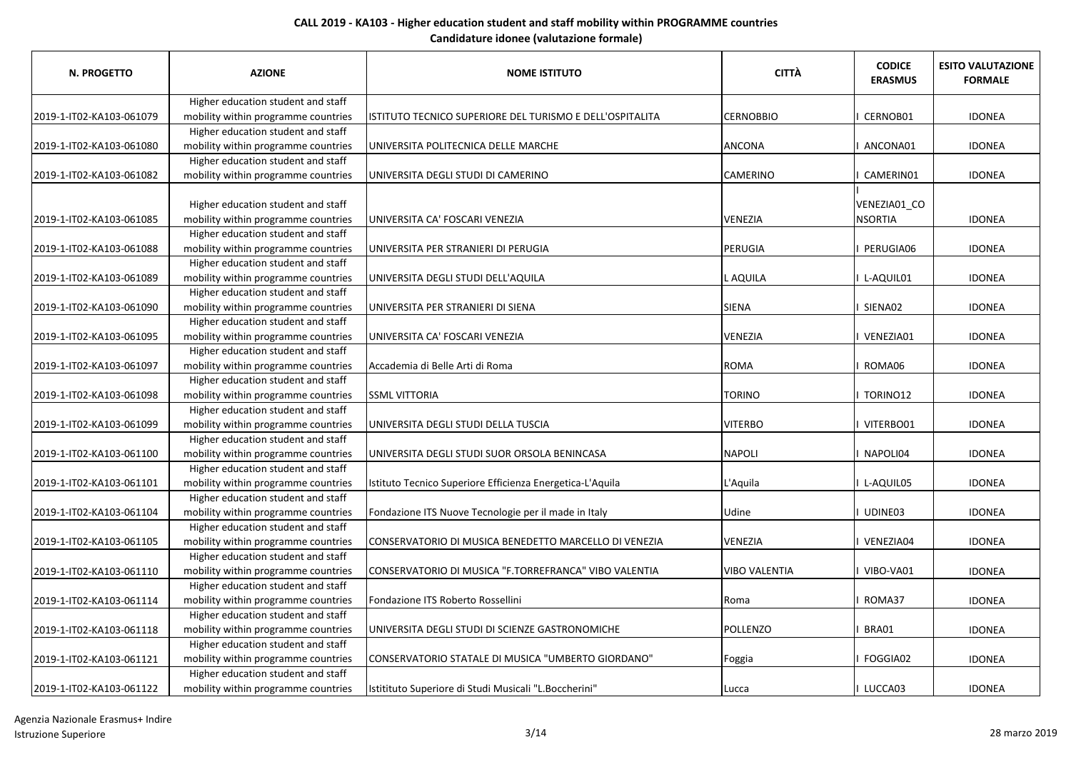**CALL 2019 - KA103 - Higher education student and staff mobility within PROGRAMME countries**

**Candidature idonee (valutazione formale)**

| N. PROGETTO | AZIONE | NOME ISTITUTO | CITTÀ | CODICE ERASMUS | ESITO VALUTAZIONE FORMALE |
|---|---|---|---|---|---|
| 2019-1-IT02-KA103-061079 | Higher education student and staff mobility within programme countries | ISTITUTO TECNICO SUPERIORE DEL TURISMO E DELL'OSPITALITA | CERNOBBIO | I CERNOB01 | IDONEA |
| 2019-1-IT02-KA103-061080 | Higher education student and staff mobility within programme countries | UNIVERSITA POLITECNICA DELLE MARCHE | ANCONA | I ANCONA01 | IDONEA |
| 2019-1-IT02-KA103-061082 | Higher education student and staff mobility within programme countries | UNIVERSITA DEGLI STUDI DI CAMERINO | CAMERINO | I CAMERIN01 | IDONEA |
| 2019-1-IT02-KA103-061085 | Higher education student and staff mobility within programme countries | UNIVERSITA CA' FOSCARI VENEZIA | VENEZIA | I VENEZIA01_CONSORTIA | IDONEA |
| 2019-1-IT02-KA103-061088 | Higher education student and staff mobility within programme countries | UNIVERSITA PER STRANIERI DI PERUGIA | PERUGIA | I PERUGIA06 | IDONEA |
| 2019-1-IT02-KA103-061089 | Higher education student and staff mobility within programme countries | UNIVERSITA DEGLI STUDI DELL'AQUILA | L AQUILA | I L-AQUIL01 | IDONEA |
| 2019-1-IT02-KA103-061090 | Higher education student and staff mobility within programme countries | UNIVERSITA PER STRANIERI DI SIENA | SIENA | I SIENA02 | IDONEA |
| 2019-1-IT02-KA103-061095 | Higher education student and staff mobility within programme countries | UNIVERSITA CA' FOSCARI VENEZIA | VENEZIA | I VENEZIA01 | IDONEA |
| 2019-1-IT02-KA103-061097 | Higher education student and staff mobility within programme countries | Accademia di Belle Arti di Roma | ROMA | I ROMA06 | IDONEA |
| 2019-1-IT02-KA103-061098 | Higher education student and staff mobility within programme countries | SSML VITTORIA | TORINO | I TORINO12 | IDONEA |
| 2019-1-IT02-KA103-061099 | Higher education student and staff mobility within programme countries | UNIVERSITA DEGLI STUDI DELLA TUSCIA | VITERBO | I VITERBO01 | IDONEA |
| 2019-1-IT02-KA103-061100 | Higher education student and staff mobility within programme countries | UNIVERSITA DEGLI STUDI SUOR ORSOLA BENINCASA | NAPOLI | I NAPOLI04 | IDONEA |
| 2019-1-IT02-KA103-061101 | Higher education student and staff mobility within programme countries | Istituto Tecnico Superiore Efficienza Energetica-L'Aquila | L'Aquila | I L-AQUIL05 | IDONEA |
| 2019-1-IT02-KA103-061104 | Higher education student and staff mobility within programme countries | Fondazione ITS Nuove Tecnologie per il made in Italy | Udine | I UDINE03 | IDONEA |
| 2019-1-IT02-KA103-061105 | Higher education student and staff mobility within programme countries | CONSERVATORIO DI MUSICA BENEDETTO MARCELLO DI VENEZIA | VENEZIA | I VENEZIA04 | IDONEA |
| 2019-1-IT02-KA103-061110 | Higher education student and staff mobility within programme countries | CONSERVATORIO DI MUSICA "F.TORREFRANCA" VIBO VALENTIA | VIBO VALENTIA | I VIBO-VA01 | IDONEA |
| 2019-1-IT02-KA103-061114 | Higher education student and staff mobility within programme countries | Fondazione ITS Roberto Rossellini | Roma | I ROMA37 | IDONEA |
| 2019-1-IT02-KA103-061118 | Higher education student and staff mobility within programme countries | UNIVERSITA DEGLI STUDI DI SCIENZE GASTRONOMICHE | POLLENZO | I BRA01 | IDONEA |
| 2019-1-IT02-KA103-061121 | Higher education student and staff mobility within programme countries | CONSERVATORIO STATALE DI MUSICA "UMBERTO GIORDANO" | Foggia | I FOGGIA02 | IDONEA |
| 2019-1-IT02-KA103-061122 | Higher education student and staff mobility within programme countries | Istitituto Superiore di Studi Musicali "L.Boccherini" | Lucca | I LUCCA03 | IDONEA |

Agenzia Nazionale Erasmus+ Indire
Istruzione Superiore

28 marzo 2019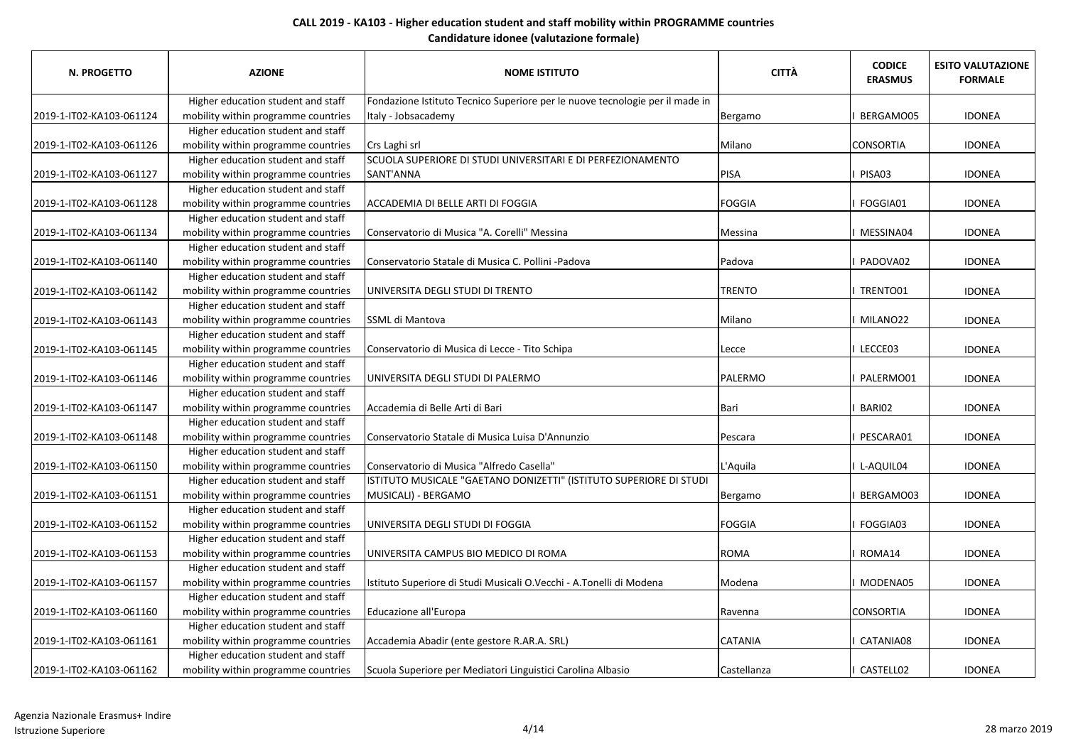**CALL 2019 - KA103 - Higher education student and staff mobility within PROGRAMME countries**

**Candidature idonee (valutazione formale)**

| N. PROGETTO | AZIONE | NOME ISTITUTO | CITTÀ | CODICE ERASMUS | ESITO VALUTAZIONE FORMALE |
|---|---|---|---|---|---|
| 2019-1-IT02-KA103-061124 | Higher education student and staff mobility within programme countries | Fondazione Istituto Tecnico Superiore per le nuove tecnologie per il made in Italy - Jobsacademy | Bergamo | I BERGAMO05 | IDONEA |
| 2019-1-IT02-KA103-061126 | Higher education student and staff mobility within programme countries | Crs Laghi srl | Milano | CONSORTIA | IDONEA |
| 2019-1-IT02-KA103-061127 | Higher education student and staff mobility within programme countries | SCUOLA SUPERIORE DI STUDI UNIVERSITARI E DI PERFEZIONAMENTO SANT'ANNA | PISA | I PISA03 | IDONEA |
| 2019-1-IT02-KA103-061128 | Higher education student and staff mobility within programme countries | ACCADEMIA DI BELLE ARTI DI FOGGIA | FOGGIA | I FOGGIA01 | IDONEA |
| 2019-1-IT02-KA103-061134 | Higher education student and staff mobility within programme countries | Conservatorio di Musica "A. Corelli" Messina | Messina | I MESSINA04 | IDONEA |
| 2019-1-IT02-KA103-061140 | Higher education student and staff mobility within programme countries | Conservatorio Statale di Musica C. Pollini -Padova | Padova | I PADOVA02 | IDONEA |
| 2019-1-IT02-KA103-061142 | Higher education student and staff mobility within programme countries | UNIVERSITA DEGLI STUDI DI TRENTO | TRENTO | I TRENTO01 | IDONEA |
| 2019-1-IT02-KA103-061143 | Higher education student and staff mobility within programme countries | SSML di Mantova | Milano | I MILANO22 | IDONEA |
| 2019-1-IT02-KA103-061145 | Higher education student and staff mobility within programme countries | Conservatorio di Musica di Lecce - Tito Schipa | Lecce | I LECCE03 | IDONEA |
| 2019-1-IT02-KA103-061146 | Higher education student and staff mobility within programme countries | UNIVERSITA DEGLI STUDI DI PALERMO | PALERMO | I PALERMO01 | IDONEA |
| 2019-1-IT02-KA103-061147 | Higher education student and staff mobility within programme countries | Accademia di Belle Arti di Bari | Bari | I BARI02 | IDONEA |
| 2019-1-IT02-KA103-061148 | Higher education student and staff mobility within programme countries | Conservatorio Statale di Musica Luisa D'Annunzio | Pescara | I PESCARA01 | IDONEA |
| 2019-1-IT02-KA103-061150 | Higher education student and staff mobility within programme countries | Conservatorio di Musica "Alfredo Casella" | L'Aquila | I L-AQUIL04 | IDONEA |
| 2019-1-IT02-KA103-061151 | Higher education student and staff mobility within programme countries | ISTITUTO MUSICALE "GAETANO DONIZETTI" (ISTITUTO SUPERIORE DI STUDI MUSICALI) - BERGAMO | Bergamo | I BERGAMO03 | IDONEA |
| 2019-1-IT02-KA103-061152 | Higher education student and staff mobility within programme countries | UNIVERSITA DEGLI STUDI DI FOGGIA | FOGGIA | I FOGGIA03 | IDONEA |
| 2019-1-IT02-KA103-061153 | Higher education student and staff mobility within programme countries | UNIVERSITA CAMPUS BIO MEDICO DI ROMA | ROMA | I ROMA14 | IDONEA |
| 2019-1-IT02-KA103-061157 | Higher education student and staff mobility within programme countries | Istituto Superiore di Studi Musicali O.Vecchi - A.Tonelli di Modena | Modena | I MODENA05 | IDONEA |
| 2019-1-IT02-KA103-061160 | Higher education student and staff mobility within programme countries | Educazione all'Europa | Ravenna | CONSORTIA | IDONEA |
| 2019-1-IT02-KA103-061161 | Higher education student and staff mobility within programme countries | Accademia Abadir (ente gestore R.AR.A. SRL) | CATANIA | I CATANIA08 | IDONEA |
| 2019-1-IT02-KA103-061162 | Higher education student and staff mobility within programme countries | Scuola Superiore per Mediatori Linguistici Carolina Albasio | Castellanza | I CASTELL02 | IDONEA |

Agenzia Nazionale Erasmus+ Indire
Istruzione Superiore

28 marzo 2019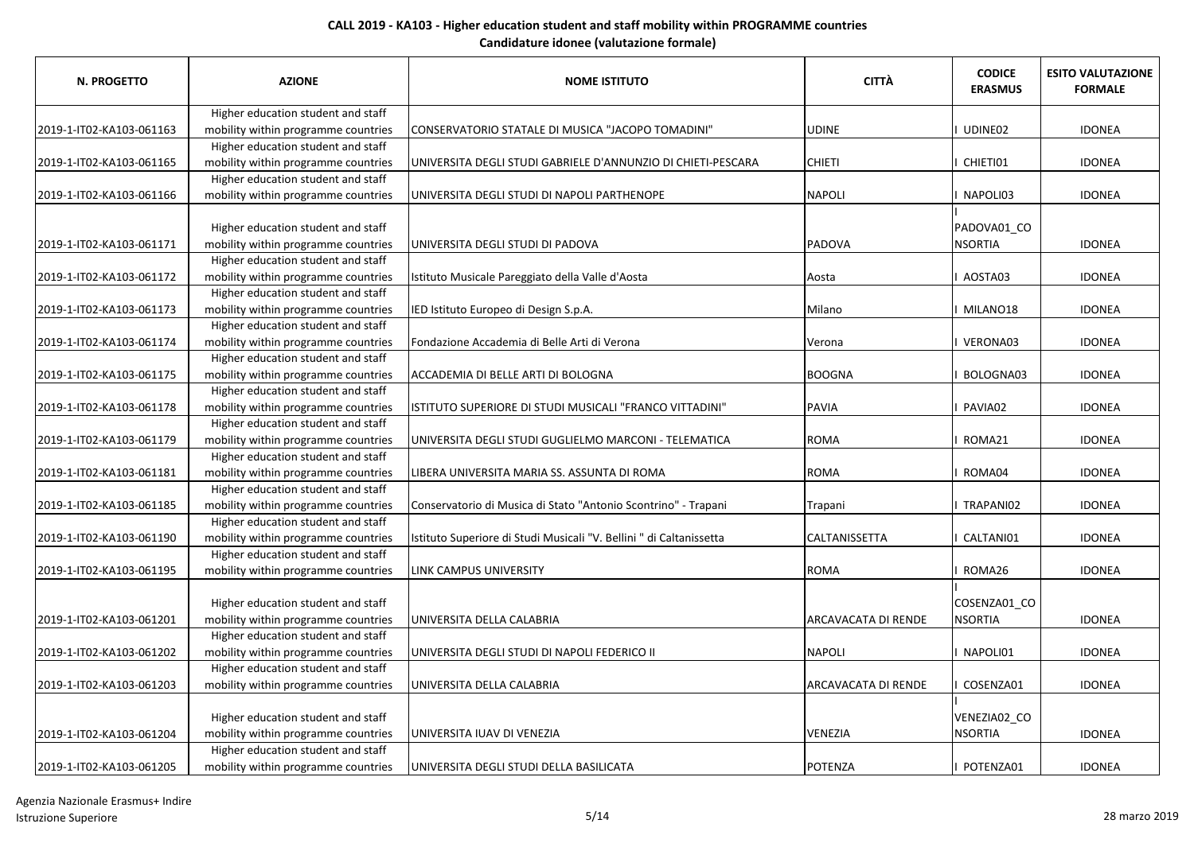**CALL 2019 - KA103 - Higher education student and staff mobility within PROGRAMME countries**

**Candidature idonee (valutazione formale)**

| N. PROGETTO | AZIONE | NOME ISTITUTO | CITTÀ | CODICE ERASMUS | ESITO VALUTAZIONE FORMALE |
|---|---|---|---|---|---|
| 2019-1-IT02-KA103-061163 | Higher education student and staff mobility within programme countries | CONSERVATORIO STATALE DI MUSICA "JACOPO TOMADINI" | UDINE | I UDINE02 | IDONEA |
| 2019-1-IT02-KA103-061165 | Higher education student and staff mobility within programme countries | UNIVERSITA DEGLI STUDI GABRIELE D'ANNUNZIO DI CHIETI-PESCARA | CHIETI | I CHIETI01 | IDONEA |
| 2019-1-IT02-KA103-061166 | Higher education student and staff mobility within programme countries | UNIVERSITA DEGLI STUDI DI NAPOLI PARTHENOPE | NAPOLI | I NAPOLI03 | IDONEA |
| 2019-1-IT02-KA103-061171 | Higher education student and staff mobility within programme countries | UNIVERSITA DEGLI STUDI DI PADOVA | PADOVA | I PADOVA01_CONSORTIA | IDONEA |
| 2019-1-IT02-KA103-061172 | Higher education student and staff mobility within programme countries | Istituto Musicale Pareggiato della Valle d'Aosta | Aosta | I AOSTA03 | IDONEA |
| 2019-1-IT02-KA103-061173 | Higher education student and staff mobility within programme countries | IED Istituto Europeo di Design S.p.A. | Milano | I MILANO18 | IDONEA |
| 2019-1-IT02-KA103-061174 | Higher education student and staff mobility within programme countries | Fondazione Accademia di Belle Arti di Verona | Verona | I VERONA03 | IDONEA |
| 2019-1-IT02-KA103-061175 | Higher education student and staff mobility within programme countries | ACCADEMIA DI BELLE ARTI DI BOLOGNA | BOOGNA | I BOLOGNA03 | IDONEA |
| 2019-1-IT02-KA103-061178 | Higher education student and staff mobility within programme countries | ISTITUTO SUPERIORE DI STUDI MUSICALI "FRANCO VITTADINI" | PAVIA | I PAVIA02 | IDONEA |
| 2019-1-IT02-KA103-061179 | Higher education student and staff mobility within programme countries | UNIVERSITA DEGLI STUDI GUGLIELMO MARCONI - TELEMATICA | ROMA | I ROMA21 | IDONEA |
| 2019-1-IT02-KA103-061181 | Higher education student and staff mobility within programme countries | LIBERA UNIVERSITA MARIA SS. ASSUNTA DI ROMA | ROMA | I ROMA04 | IDONEA |
| 2019-1-IT02-KA103-061185 | Higher education student and staff mobility within programme countries | Conservatorio di Musica di Stato "Antonio Scontrino" - Trapani | Trapani | I TRAPANI02 | IDONEA |
| 2019-1-IT02-KA103-061190 | Higher education student and staff mobility within programme countries | Istituto Superiore di Studi Musicali "V. Bellini " di Caltanissetta | CALTANISSETTA | I CALTANI01 | IDONEA |
| 2019-1-IT02-KA103-061195 | Higher education student and staff mobility within programme countries | LINK CAMPUS UNIVERSITY | ROMA | I ROMA26 | IDONEA |
| 2019-1-IT02-KA103-061201 | Higher education student and staff mobility within programme countries | UNIVERSITA DELLA CALABRIA | ARCAVACATA DI RENDE | I COSENZA01_CONSORTIA | IDONEA |
| 2019-1-IT02-KA103-061202 | Higher education student and staff mobility within programme countries | UNIVERSITA DEGLI STUDI DI NAPOLI FEDERICO II | NAPOLI | I NAPOLI01 | IDONEA |
| 2019-1-IT02-KA103-061203 | Higher education student and staff mobility within programme countries | UNIVERSITA DELLA CALABRIA | ARCAVACATA DI RENDE | I COSENZA01 | IDONEA |
| 2019-1-IT02-KA103-061204 | Higher education student and staff mobility within programme countries | UNIVERSITA IUAV DI VENEZIA | VENEZIA | I VENEZIA02_CONSORTIA | IDONEA |
| 2019-1-IT02-KA103-061205 | Higher education student and staff mobility within programme countries | UNIVERSITA DEGLI STUDI DELLA BASILICATA | POTENZA | I POTENZA01 | IDONEA |

Agenzia Nazionale Erasmus+ Indire
Istruzione Superiore

28 marzo 2019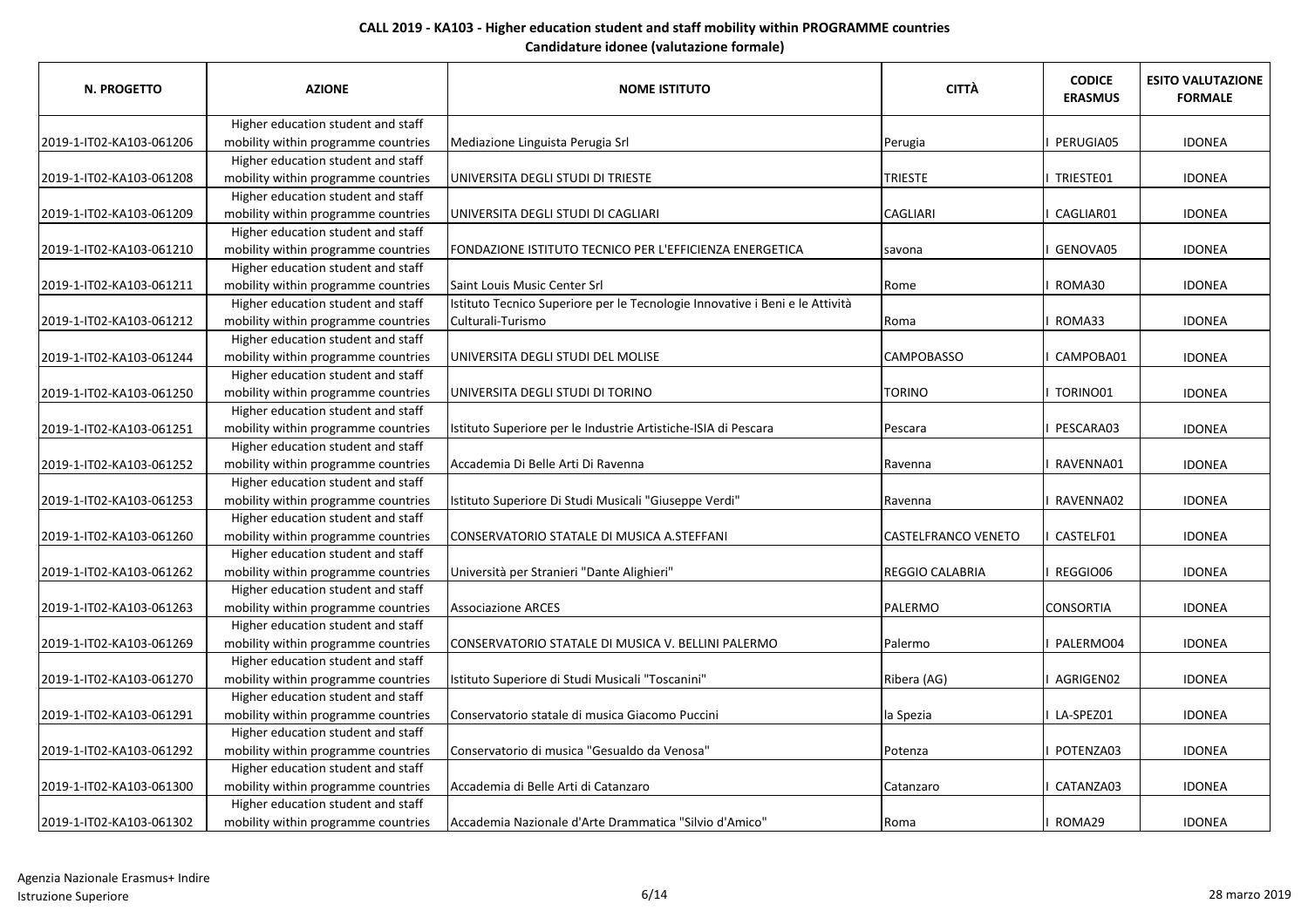**CALL 2019 - KA103 - Higher education student and staff mobility within PROGRAMME countries**

**Candidature idonee (valutazione formale)**

| N. PROGETTO | AZIONE | NOME ISTITUTO | CITTÀ | CODICE ERASMUS | ESITO VALUTAZIONE FORMALE |
|---|---|---|---|---|---|
| 2019-1-IT02-KA103-061206 | Higher education student and staff mobility within programme countries | Mediazione Linguista Perugia Srl | Perugia | I PERUGIA05 | IDONEA |
| 2019-1-IT02-KA103-061208 | Higher education student and staff mobility within programme countries | UNIVERSITA DEGLI STUDI DI TRIESTE | TRIESTE | I TRIESTE01 | IDONEA |
| 2019-1-IT02-KA103-061209 | Higher education student and staff mobility within programme countries | UNIVERSITA DEGLI STUDI DI CAGLIARI | CAGLIARI | I CAGLIAR01 | IDONEA |
| 2019-1-IT02-KA103-061210 | Higher education student and staff mobility within programme countries | FONDAZIONE ISTITUTO TECNICO PER L'EFFICIENZA ENERGETICA | savona | I GENOVA05 | IDONEA |
| 2019-1-IT02-KA103-061211 | Higher education student and staff mobility within programme countries | Saint Louis Music Center Srl | Rome | I ROMA30 | IDONEA |
| 2019-1-IT02-KA103-061212 | Higher education student and staff mobility within programme countries | Istituto Tecnico Superiore per le Tecnologie Innovative i Beni e le Attività Culturali-Turismo | Roma | I ROMA33 | IDONEA |
| 2019-1-IT02-KA103-061244 | Higher education student and staff mobility within programme countries | UNIVERSITA DEGLI STUDI DEL MOLISE | CAMPOBASSO | I CAMPOBA01 | IDONEA |
| 2019-1-IT02-KA103-061250 | Higher education student and staff mobility within programme countries | UNIVERSITA DEGLI STUDI DI TORINO | TORINO | I TORINO01 | IDONEA |
| 2019-1-IT02-KA103-061251 | Higher education student and staff mobility within programme countries | Istituto Superiore per le Industrie Artistiche-ISIA di Pescara | Pescara | I PESCARA03 | IDONEA |
| 2019-1-IT02-KA103-061252 | Higher education student and staff mobility within programme countries | Accademia Di Belle Arti Di Ravenna | Ravenna | I RAVENNA01 | IDONEA |
| 2019-1-IT02-KA103-061253 | Higher education student and staff mobility within programme countries | Istituto Superiore Di Studi Musicali "Giuseppe Verdi" | Ravenna | I RAVENNA02 | IDONEA |
| 2019-1-IT02-KA103-061260 | Higher education student and staff mobility within programme countries | CONSERVATORIO STATALE DI MUSICA A.STEFFANI | CASTELFRANCO VENETO | I CASTELF01 | IDONEA |
| 2019-1-IT02-KA103-061262 | Higher education student and staff mobility within programme countries | Università per Stranieri "Dante Alighieri" | REGGIO CALABRIA | I REGGIO06 | IDONEA |
| 2019-1-IT02-KA103-061263 | Higher education student and staff mobility within programme countries | Associazione ARCES | PALERMO | CONSORTIA | IDONEA |
| 2019-1-IT02-KA103-061269 | Higher education student and staff mobility within programme countries | CONSERVATORIO STATALE DI MUSICA V. BELLINI PALERMO | Palermo | I PALERMO04 | IDONEA |
| 2019-1-IT02-KA103-061270 | Higher education student and staff mobility within programme countries | Istituto Superiore di Studi Musicali "Toscanini" | Ribera (AG) | I AGRIGEN02 | IDONEA |
| 2019-1-IT02-KA103-061291 | Higher education student and staff mobility within programme countries | Conservatorio statale di musica Giacomo Puccini | la Spezia | I LA-SPEZ01 | IDONEA |
| 2019-1-IT02-KA103-061292 | Higher education student and staff mobility within programme countries | Conservatorio di musica "Gesualdo da Venosa" | Potenza | I POTENZA03 | IDONEA |
| 2019-1-IT02-KA103-061300 | Higher education student and staff mobility within programme countries | Accademia di Belle Arti di Catanzaro | Catanzaro | I CATANZA03 | IDONEA |
| 2019-1-IT02-KA103-061302 | Higher education student and staff mobility within programme countries | Accademia Nazionale d'Arte Drammatica "Silvio d'Amico" | Roma | I ROMA29 | IDONEA |

Agenzia Nazionale Erasmus+ Indire
Istruzione Superiore

28 marzo 2019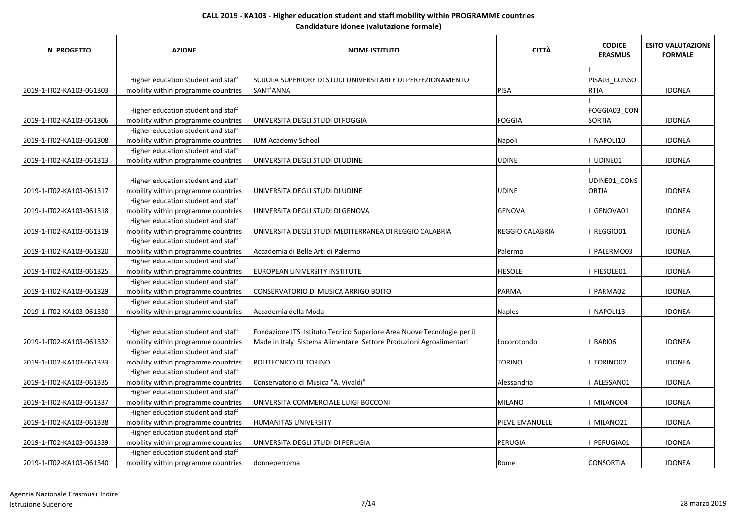**CALL 2019 - KA103 - Higher education student and staff mobility within PROGRAMME countries**

**Candidature idonee (valutazione formale)**

| N. PROGETTO | AZIONE | NOME ISTITUTO | CITTÀ | CODICE ERASMUS | ESITO VALUTAZIONE FORMALE |
|---|---|---|---|---|---|
| 2019-1-IT02-KA103-061303 | Higher education student and staff mobility within programme countries | SCUOLA SUPERIORE DI STUDI UNIVERSITARI E DI PERFEZIONAMENTO SANT'ANNA | PISA | I PISA03_CONSORTIA | IDONEA |
| 2019-1-IT02-KA103-061306 | Higher education student and staff mobility within programme countries | UNIVERSITA DEGLI STUDI DI FOGGIA | FOGGIA | I FOGGIA03_CONSORTIA | IDONEA |
| 2019-1-IT02-KA103-061308 | Higher education student and staff mobility within programme countries | IUM Academy School | Napoli | I NAPOLI10 | IDONEA |
| 2019-1-IT02-KA103-061313 | Higher education student and staff mobility within programme countries | UNIVERSITA DEGLI STUDI DI UDINE | UDINE | I UDINE01 | IDONEA |
| 2019-1-IT02-KA103-061317 | Higher education student and staff mobility within programme countries | UNIVERSITA DEGLI STUDI DI UDINE | UDINE | I UDINE01_CONSORTIA | IDONEA |
| 2019-1-IT02-KA103-061318 | Higher education student and staff mobility within programme countries | UNIVERSITA DEGLI STUDI DI GENOVA | GENOVA | I GENOVA01 | IDONEA |
| 2019-1-IT02-KA103-061319 | Higher education student and staff mobility within programme countries | UNIVERSITA DEGLI STUDI MEDITERRANEA DI REGGIO CALABRIA | REGGIO CALABRIA | I REGGIO01 | IDONEA |
| 2019-1-IT02-KA103-061320 | Higher education student and staff mobility within programme countries | Accademia di Belle Arti di Palermo | Palermo | I PALERMO03 | IDONEA |
| 2019-1-IT02-KA103-061325 | Higher education student and staff mobility within programme countries | EUROPEAN UNIVERSITY INSTITUTE | FIESOLE | I FIESOLE01 | IDONEA |
| 2019-1-IT02-KA103-061329 | Higher education student and staff mobility within programme countries | CONSERVATORIO DI MUSICA ARRIGO BOITO | PARMA | I PARMA02 | IDONEA |
| 2019-1-IT02-KA103-061330 | Higher education student and staff mobility within programme countries | Accademia della Moda | Naples | I NAPOLI13 | IDONEA |
| 2019-1-IT02-KA103-061332 | Higher education student and staff mobility within programme countries | Fondazione ITS Istituto Tecnico Superiore Area Nuove Tecnologie per il Made in Italy Sistema Alimentare Settore Produzioni Agroalimentari | Locorotondo | I BARI06 | IDONEA |
| 2019-1-IT02-KA103-061333 | Higher education student and staff mobility within programme countries | POLITECNICO DI TORINO | TORINO | I TORINO02 | IDONEA |
| 2019-1-IT02-KA103-061335 | Higher education student and staff mobility within programme countries | Conservatorio di Musica "A. Vivaldi" | Alessandria | I ALESSAN01 | IDONEA |
| 2019-1-IT02-KA103-061337 | Higher education student and staff mobility within programme countries | UNIVERSITA COMMERCIALE LUIGI BOCCONI | MILANO | I MILANO04 | IDONEA |
| 2019-1-IT02-KA103-061338 | Higher education student and staff mobility within programme countries | HUMANITAS UNIVERSITY | PIEVE EMANUELE | I MILANO21 | IDONEA |
| 2019-1-IT02-KA103-061339 | Higher education student and staff mobility within programme countries | UNIVERSITA DEGLI STUDI DI PERUGIA | PERUGIA | I PERUGIA01 | IDONEA |
| 2019-1-IT02-KA103-061340 | Higher education student and staff mobility within programme countries | donneperroma | Rome | CONSORTIA | IDONEA |

Agenzia Nazionale Erasmus+ Indire
Istruzione Superiore

28 marzo 2019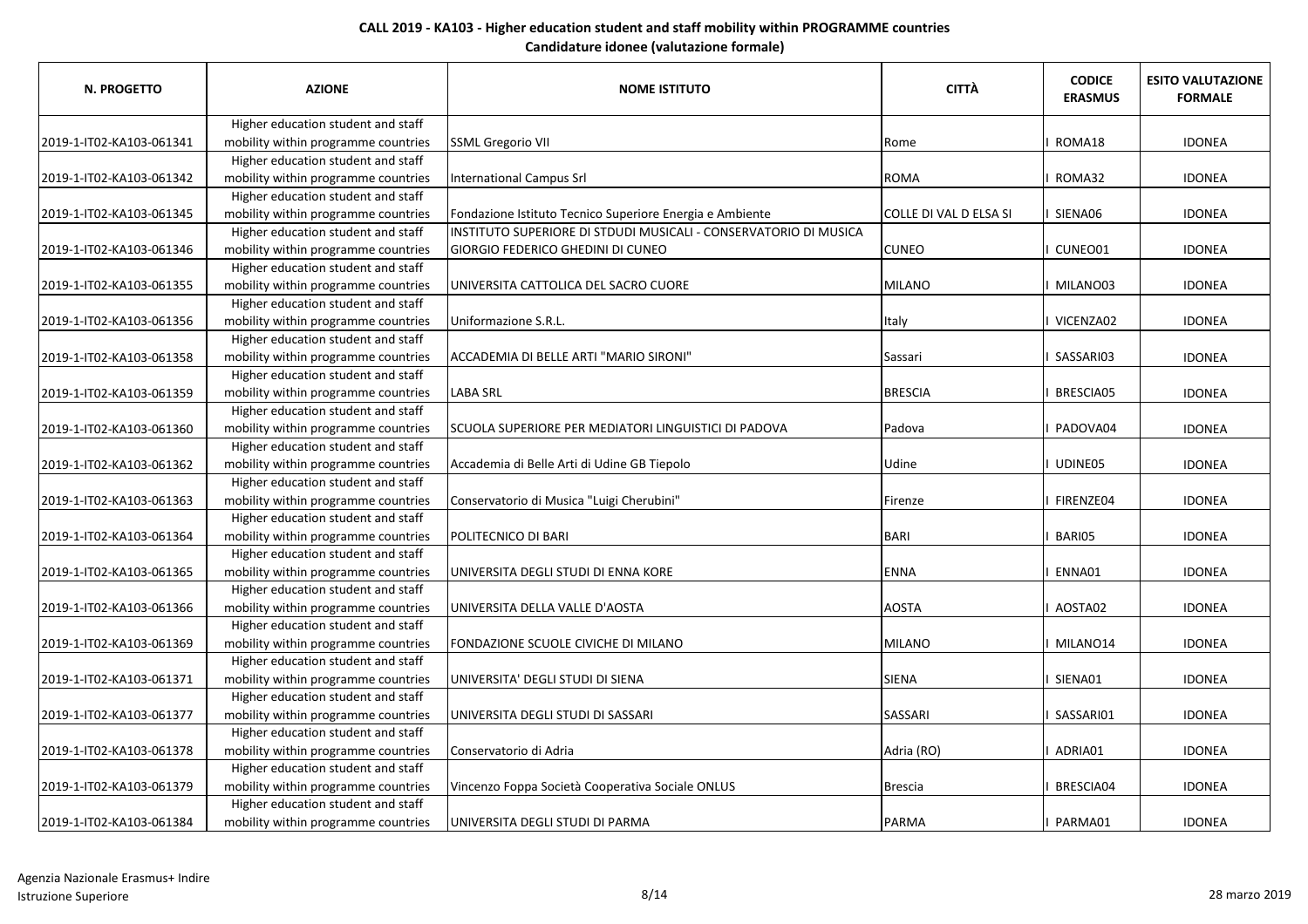**CALL 2019 - KA103 - Higher education student and staff mobility within PROGRAMME countries**

**Candidature idonee (valutazione formale)**

| N. PROGETTO | AZIONE | NOME ISTITUTO | CITTÀ | CODICE ERASMUS | ESITO VALUTAZIONE FORMALE |
|---|---|---|---|---|---|
| 2019-1-IT02-KA103-061341 | Higher education student and staff mobility within programme countries | SSML Gregorio VII | Rome | I ROMA18 | IDONEA |
| 2019-1-IT02-KA103-061342 | Higher education student and staff mobility within programme countries | International Campus Srl | ROMA | I ROMA32 | IDONEA |
| 2019-1-IT02-KA103-061345 | Higher education student and staff mobility within programme countries | Fondazione Istituto Tecnico Superiore Energia e Ambiente | COLLE DI VAL D ELSA SI | I SIENA06 | IDONEA |
| 2019-1-IT02-KA103-061346 | Higher education student and staff mobility within programme countries | INSTITUTO SUPERIORE DI STDUDI MUSICALI - CONSERVATORIO DI MUSICA GIORGIO FEDERICO GHEDINI DI CUNEO | CUNEO | I CUNEO01 | IDONEA |
| 2019-1-IT02-KA103-061355 | Higher education student and staff mobility within programme countries | UNIVERSITA CATTOLICA DEL SACRO CUORE | MILANO | I MILANO03 | IDONEA |
| 2019-1-IT02-KA103-061356 | Higher education student and staff mobility within programme countries | Uniformazione S.R.L. | Italy | I VICENZA02 | IDONEA |
| 2019-1-IT02-KA103-061358 | Higher education student and staff mobility within programme countries | ACCADEMIA DI BELLE ARTI "MARIO SIRONI" | Sassari | I SASSARI03 | IDONEA |
| 2019-1-IT02-KA103-061359 | Higher education student and staff mobility within programme countries | LABA SRL | BRESCIA | I BRESCIA05 | IDONEA |
| 2019-1-IT02-KA103-061360 | Higher education student and staff mobility within programme countries | SCUOLA SUPERIORE PER MEDIATORI LINGUISTICI DI PADOVA | Padova | I PADOVA04 | IDONEA |
| 2019-1-IT02-KA103-061362 | Higher education student and staff mobility within programme countries | Accademia di Belle Arti di Udine GB Tiepolo | Udine | I UDINE05 | IDONEA |
| 2019-1-IT02-KA103-061363 | Higher education student and staff mobility within programme countries | Conservatorio di Musica "Luigi Cherubini" | Firenze | I FIRENZE04 | IDONEA |
| 2019-1-IT02-KA103-061364 | Higher education student and staff mobility within programme countries | POLITECNICO DI BARI | BARI | I BARI05 | IDONEA |
| 2019-1-IT02-KA103-061365 | Higher education student and staff mobility within programme countries | UNIVERSITA DEGLI STUDI DI ENNA KORE | ENNA | I ENNA01 | IDONEA |
| 2019-1-IT02-KA103-061366 | Higher education student and staff mobility within programme countries | UNIVERSITA DELLA VALLE D'AOSTA | AOSTA | I AOSTA02 | IDONEA |
| 2019-1-IT02-KA103-061369 | Higher education student and staff mobility within programme countries | FONDAZIONE SCUOLE CIVICHE DI MILANO | MILANO | I MILANO14 | IDONEA |
| 2019-1-IT02-KA103-061371 | Higher education student and staff mobility within programme countries | UNIVERSITA' DEGLI STUDI DI SIENA | SIENA | I SIENA01 | IDONEA |
| 2019-1-IT02-KA103-061377 | Higher education student and staff mobility within programme countries | UNIVERSITA DEGLI STUDI DI SASSARI | SASSARI | I SASSARI01 | IDONEA |
| 2019-1-IT02-KA103-061378 | Higher education student and staff mobility within programme countries | Conservatorio di Adria | Adria (RO) | I ADRIA01 | IDONEA |
| 2019-1-IT02-KA103-061379 | Higher education student and staff mobility within programme countries | Vincenzo Foppa Società Cooperativa Sociale ONLUS | Brescia | I BRESCIA04 | IDONEA |
| 2019-1-IT02-KA103-061384 | Higher education student and staff mobility within programme countries | UNIVERSITA DEGLI STUDI DI PARMA | PARMA | I PARMA01 | IDONEA |

Agenzia Nazionale Erasmus+ Indire
Istruzione Superiore

28 marzo 2019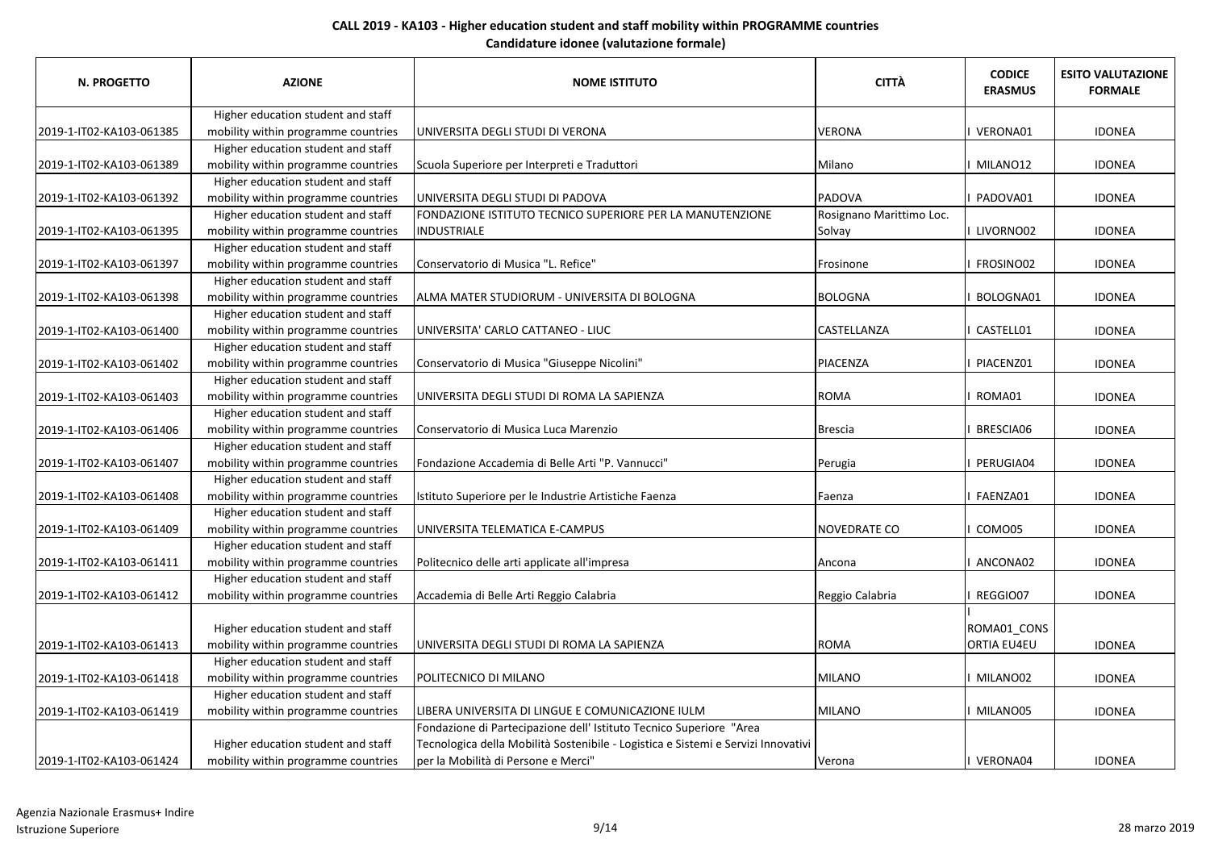**CALL 2019 - KA103 - Higher education student and staff mobility within PROGRAMME countries**

**Candidature idonee (valutazione formale)**

| N. PROGETTO | AZIONE | NOME ISTITUTO | CITTÀ | CODICE ERASMUS | ESITO VALUTAZIONE FORMALE |
|---|---|---|---|---|---|
| 2019-1-IT02-KA103-061385 | Higher education student and staff mobility within programme countries | UNIVERSITA DEGLI STUDI DI VERONA | VERONA | I VERONA01 | IDONEA |
| 2019-1-IT02-KA103-061389 | Higher education student and staff mobility within programme countries | Scuola Superiore per Interpreti e Traduttori | Milano | I MILANO12 | IDONEA |
| 2019-1-IT02-KA103-061392 | Higher education student and staff mobility within programme countries | UNIVERSITA DEGLI STUDI DI PADOVA | PADOVA | I PADOVA01 | IDONEA |
| 2019-1-IT02-KA103-061395 | Higher education student and staff mobility within programme countries | FONDAZIONE ISTITUTO TECNICO SUPERIORE PER LA MANUTENZIONE INDUSTRIALE | Rosignano Marittimo Loc. Solvay | I LIVORNO02 | IDONEA |
| 2019-1-IT02-KA103-061397 | Higher education student and staff mobility within programme countries | Conservatorio di Musica "L. Refice" | Frosinone | I FROSINO02 | IDONEA |
| 2019-1-IT02-KA103-061398 | Higher education student and staff mobility within programme countries | ALMA MATER STUDIORUM - UNIVERSITA DI BOLOGNA | BOLOGNA | I BOLOGNA01 | IDONEA |
| 2019-1-IT02-KA103-061400 | Higher education student and staff mobility within programme countries | UNIVERSITA' CARLO CATTANEO - LIUC | CASTELLANZA | I CASTELL01 | IDONEA |
| 2019-1-IT02-KA103-061402 | Higher education student and staff mobility within programme countries | Conservatorio di Musica "Giuseppe Nicolini" | PIACENZA | I PIACENZ01 | IDONEA |
| 2019-1-IT02-KA103-061403 | Higher education student and staff mobility within programme countries | UNIVERSITA DEGLI STUDI DI ROMA LA SAPIENZA | ROMA | I ROMA01 | IDONEA |
| 2019-1-IT02-KA103-061406 | Higher education student and staff mobility within programme countries | Conservatorio di Musica Luca Marenzio | Brescia | I BRESCIA06 | IDONEA |
| 2019-1-IT02-KA103-061407 | Higher education student and staff mobility within programme countries | Fondazione Accademia di Belle Arti "P. Vannucci" | Perugia | I PERUGIA04 | IDONEA |
| 2019-1-IT02-KA103-061408 | Higher education student and staff mobility within programme countries | Istituto Superiore per le Industrie Artistiche Faenza | Faenza | I FAENZA01 | IDONEA |
| 2019-1-IT02-KA103-061409 | Higher education student and staff mobility within programme countries | UNIVERSITA TELEMATICA E-CAMPUS | NOVEDRATE CO | I COMO05 | IDONEA |
| 2019-1-IT02-KA103-061411 | Higher education student and staff mobility within programme countries | Politecnico delle arti applicate all'impresa | Ancona | I ANCONA02 | IDONEA |
| 2019-1-IT02-KA103-061412 | Higher education student and staff mobility within programme countries | Accademia di Belle Arti Reggio Calabria | Reggio Calabria | I REGGIO07 | IDONEA |
| 2019-1-IT02-KA103-061413 | Higher education student and staff mobility within programme countries | UNIVERSITA DEGLI STUDI DI ROMA LA SAPIENZA | ROMA | I ROMA01_CONSORTIA EU4EU | IDONEA |
| 2019-1-IT02-KA103-061418 | Higher education student and staff mobility within programme countries | POLITECNICO DI MILANO | MILANO | I MILANO02 | IDONEA |
| 2019-1-IT02-KA103-061419 | Higher education student and staff mobility within programme countries | LIBERA UNIVERSITA DI LINGUE E COMUNICAZIONE IULM | MILANO | I MILANO05 | IDONEA |
| 2019-1-IT02-KA103-061424 | Higher education student and staff mobility within programme countries | Fondazione di Partecipazione dell' Istituto Tecnico Superiore "Area Tecnologica della Mobilità Sostenibile - Logistica e Sistemi e Servizi Innovativi per la Mobilità di Persone e Merci" | Verona | I VERONA04 | IDONEA |

Agenzia Nazionale Erasmus+ Indire
Istruzione Superiore

28 marzo 2019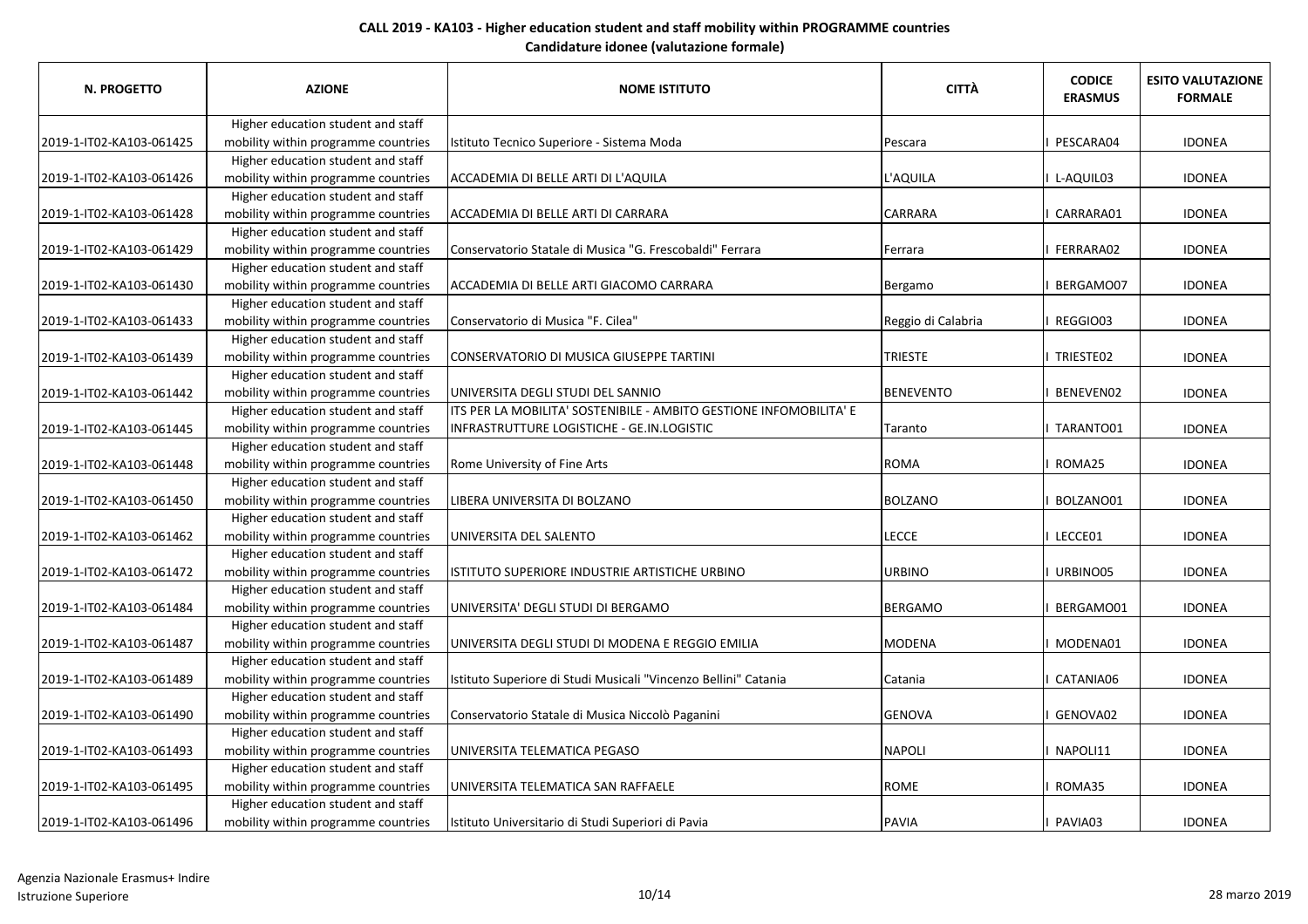**CALL 2019 - KA103 - Higher education student and staff mobility within PROGRAMME countries**
**Candidature idonee (valutazione formale)**

| N. PROGETTO | AZIONE | NOME ISTITUTO | CITTÀ | CODICE ERASMUS | ESITO VALUTAZIONE FORMALE |
|---|---|---|---|---|---|
| 2019-1-IT02-KA103-061425 | Higher education student and staff mobility within programme countries | Istituto Tecnico Superiore - Sistema Moda | Pescara | I PESCARA04 | IDONEA |
| 2019-1-IT02-KA103-061426 | Higher education student and staff mobility within programme countries | ACCADEMIA DI BELLE ARTI DI L'AQUILA | L'AQUILA | I L-AQUIL03 | IDONEA |
| 2019-1-IT02-KA103-061428 | Higher education student and staff mobility within programme countries | ACCADEMIA DI BELLE ARTI DI CARRARA | CARRARA | I CARRARA01 | IDONEA |
| 2019-1-IT02-KA103-061429 | Higher education student and staff mobility within programme countries | Conservatorio Statale di Musica "G. Frescobaldi" Ferrara | Ferrara | I FERRARA02 | IDONEA |
| 2019-1-IT02-KA103-061430 | Higher education student and staff mobility within programme countries | ACCADEMIA DI BELLE ARTI GIACOMO CARRARA | Bergamo | I BERGAMO07 | IDONEA |
| 2019-1-IT02-KA103-061433 | Higher education student and staff mobility within programme countries | Conservatorio di Musica "F. Cilea" | Reggio di Calabria | I REGGIO03 | IDONEA |
| 2019-1-IT02-KA103-061439 | Higher education student and staff mobility within programme countries | CONSERVATORIO DI MUSICA GIUSEPPE TARTINI | TRIESTE | I TRIESTE02 | IDONEA |
| 2019-1-IT02-KA103-061442 | Higher education student and staff mobility within programme countries | UNIVERSITA DEGLI STUDI DEL SANNIO | BENEVENTO | I BENEVEN02 | IDONEA |
| 2019-1-IT02-KA103-061445 | Higher education student and staff mobility within programme countries | ITS PER LA MOBILITA' SOSTENIBILE - AMBITO GESTIONE INFOMOBILITA' E INFRASTRUTTURE LOGISTICHE - GE.IN.LOGISTIC | Taranto | I TARANTO01 | IDONEA |
| 2019-1-IT02-KA103-061448 | Higher education student and staff mobility within programme countries | Rome University of Fine Arts | ROMA | I ROMA25 | IDONEA |
| 2019-1-IT02-KA103-061450 | Higher education student and staff mobility within programme countries | LIBERA UNIVERSITA DI BOLZANO | BOLZANO | I BOLZANO01 | IDONEA |
| 2019-1-IT02-KA103-061462 | Higher education student and staff mobility within programme countries | UNIVERSITA DEL SALENTO | LECCE | I LECCE01 | IDONEA |
| 2019-1-IT02-KA103-061472 | Higher education student and staff mobility within programme countries | ISTITUTO SUPERIORE INDUSTRIE ARTISTICHE URBINO | URBINO | I URBINO05 | IDONEA |
| 2019-1-IT02-KA103-061484 | Higher education student and staff mobility within programme countries | UNIVERSITA' DEGLI STUDI DI BERGAMO | BERGAMO | I BERGAMO01 | IDONEA |
| 2019-1-IT02-KA103-061487 | Higher education student and staff mobility within programme countries | UNIVERSITA DEGLI STUDI DI MODENA E REGGIO EMILIA | MODENA | I MODENA01 | IDONEA |
| 2019-1-IT02-KA103-061489 | Higher education student and staff mobility within programme countries | Istituto Superiore di Studi Musicali "Vincenzo Bellini" Catania | Catania | I CATANIA06 | IDONEA |
| 2019-1-IT02-KA103-061490 | Higher education student and staff mobility within programme countries | Conservatorio Statale di Musica Niccolò Paganini | GENOVA | I GENOVA02 | IDONEA |
| 2019-1-IT02-KA103-061493 | Higher education student and staff mobility within programme countries | UNIVERSITA TELEMATICA PEGASO | NAPOLI | I NAPOLI11 | IDONEA |
| 2019-1-IT02-KA103-061495 | Higher education student and staff mobility within programme countries | UNIVERSITA TELEMATICA SAN RAFFAELE | ROME | I ROMA35 | IDONEA |
| 2019-1-IT02-KA103-061496 | Higher education student and staff mobility within programme countries | Istituto Universitario di Studi Superiori di Pavia | PAVIA | I PAVIA03 | IDONEA |

Agenzia Nazionale Erasmus+ Indire
Istruzione Superiore

28 marzo 2019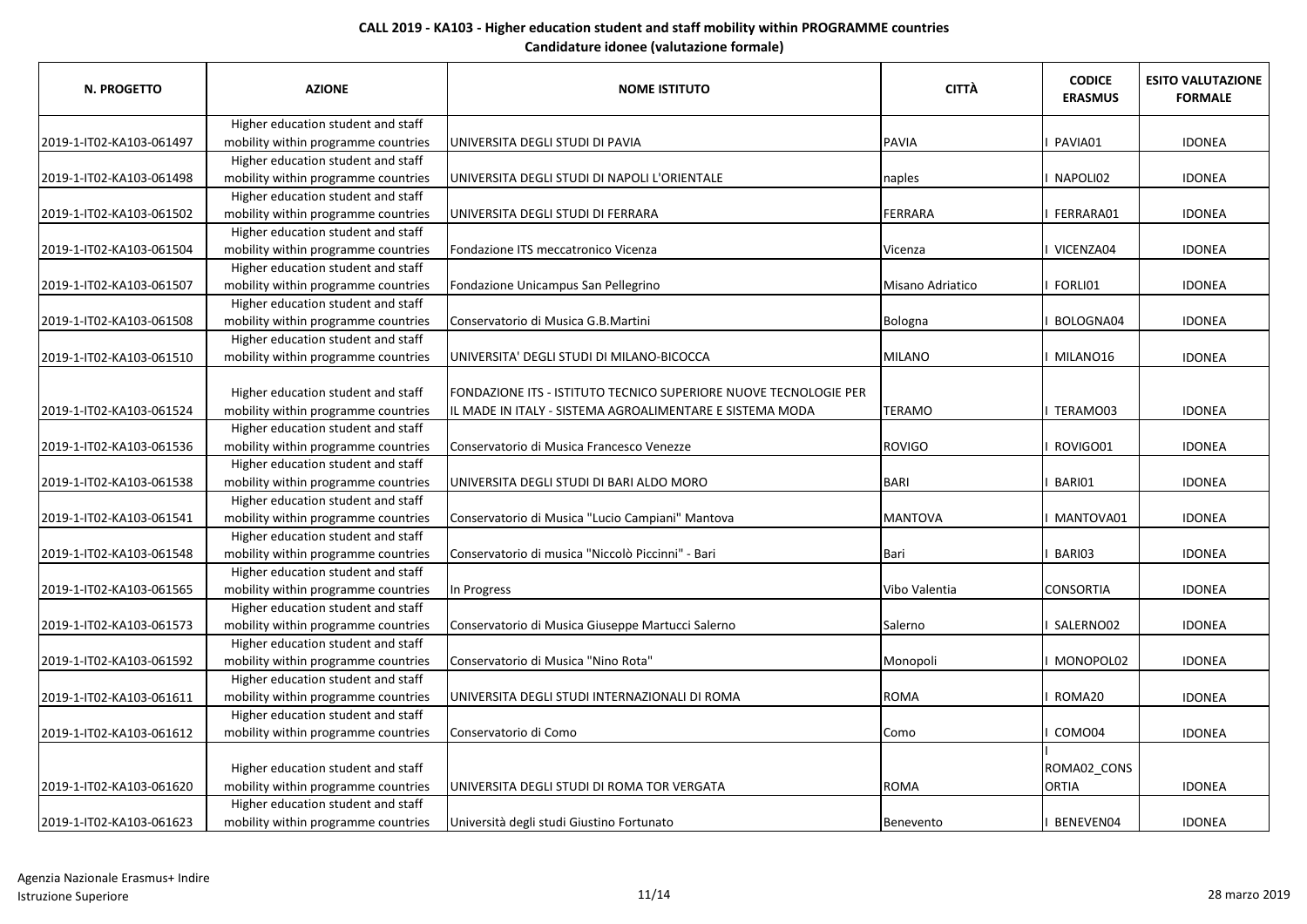**CALL 2019 - KA103 - Higher education student and staff mobility within PROGRAMME countries**

**Candidature idonee (valutazione formale)**

| N. PROGETTO | AZIONE | NOME ISTITUTO | CITTÀ | CODICE ERASMUS | ESITO VALUTAZIONE FORMALE |
|---|---|---|---|---|---|
| 2019-1-IT02-KA103-061497 | Higher education student and staff mobility within programme countries | UNIVERSITA DEGLI STUDI DI PAVIA | PAVIA | I PAVIA01 | IDONEA |
| 2019-1-IT02-KA103-061498 | Higher education student and staff mobility within programme countries | UNIVERSITA DEGLI STUDI DI NAPOLI L'ORIENTALE | naples | I NAPOLI02 | IDONEA |
| 2019-1-IT02-KA103-061502 | Higher education student and staff mobility within programme countries | UNIVERSITA DEGLI STUDI DI FERRARA | FERRARA | I FERRARA01 | IDONEA |
| 2019-1-IT02-KA103-061504 | Higher education student and staff mobility within programme countries | Fondazione ITS meccatronico Vicenza | Vicenza | I VICENZA04 | IDONEA |
| 2019-1-IT02-KA103-061507 | Higher education student and staff mobility within programme countries | Fondazione Unicampus San Pellegrino | Misano Adriatico | I FORLI01 | IDONEA |
| 2019-1-IT02-KA103-061508 | Higher education student and staff mobility within programme countries | Conservatorio di Musica G.B.Martini | Bologna | I BOLOGNA04 | IDONEA |
| 2019-1-IT02-KA103-061510 | Higher education student and staff mobility within programme countries | UNIVERSITA' DEGLI STUDI DI MILANO-BICOCCA | MILANO | I MILANO16 | IDONEA |
| 2019-1-IT02-KA103-061524 | Higher education student and staff mobility within programme countries | FONDAZIONE ITS - ISTITUTO TECNICO SUPERIORE NUOVE TECNOLOGIE PER IL MADE IN ITALY - SISTEMA AGROALIMENTARE E SISTEMA MODA | TERAMO | I TERAMO03 | IDONEA |
| 2019-1-IT02-KA103-061536 | Higher education student and staff mobility within programme countries | Conservatorio di Musica Francesco Venezze | ROVIGO | I ROVIGO01 | IDONEA |
| 2019-1-IT02-KA103-061538 | Higher education student and staff mobility within programme countries | UNIVERSITA DEGLI STUDI DI BARI ALDO MORO | BARI | I BARI01 | IDONEA |
| 2019-1-IT02-KA103-061541 | Higher education student and staff mobility within programme countries | Conservatorio di Musica "Lucio Campiani" Mantova | MANTOVA | I MANTOVA01 | IDONEA |
| 2019-1-IT02-KA103-061548 | Higher education student and staff mobility within programme countries | Conservatorio di musica "Niccolò Piccinni" - Bari | Bari | I BARI03 | IDONEA |
| 2019-1-IT02-KA103-061565 | Higher education student and staff mobility within programme countries | In Progress | Vibo Valentia | CONSORTIA | IDONEA |
| 2019-1-IT02-KA103-061573 | Higher education student and staff mobility within programme countries | Conservatorio di Musica Giuseppe Martucci Salerno | Salerno | I SALERNO02 | IDONEA |
| 2019-1-IT02-KA103-061592 | Higher education student and staff mobility within programme countries | Conservatorio di Musica "Nino Rota" | Monopoli | I MONOPOL02 | IDONEA |
| 2019-1-IT02-KA103-061611 | Higher education student and staff mobility within programme countries | UNIVERSITA DEGLI STUDI INTERNAZIONALI DI ROMA | ROMA | I ROMA20 | IDONEA |
| 2019-1-IT02-KA103-061612 | Higher education student and staff mobility within programme countries | Conservatorio di Como | Como | I COMO04 | IDONEA |
| 2019-1-IT02-KA103-061620 | Higher education student and staff mobility within programme countries | UNIVERSITA DEGLI STUDI DI ROMA TOR VERGATA | ROMA | I ROMA02_CONSORTIA | IDONEA |
| 2019-1-IT02-KA103-061623 | Higher education student and staff mobility within programme countries | Università degli studi Giustino Fortunato | Benevento | I BENEVEN04 | IDONEA |

Agenzia Nazionale Erasmus+ Indire
Istruzione Superiore

28 marzo 2019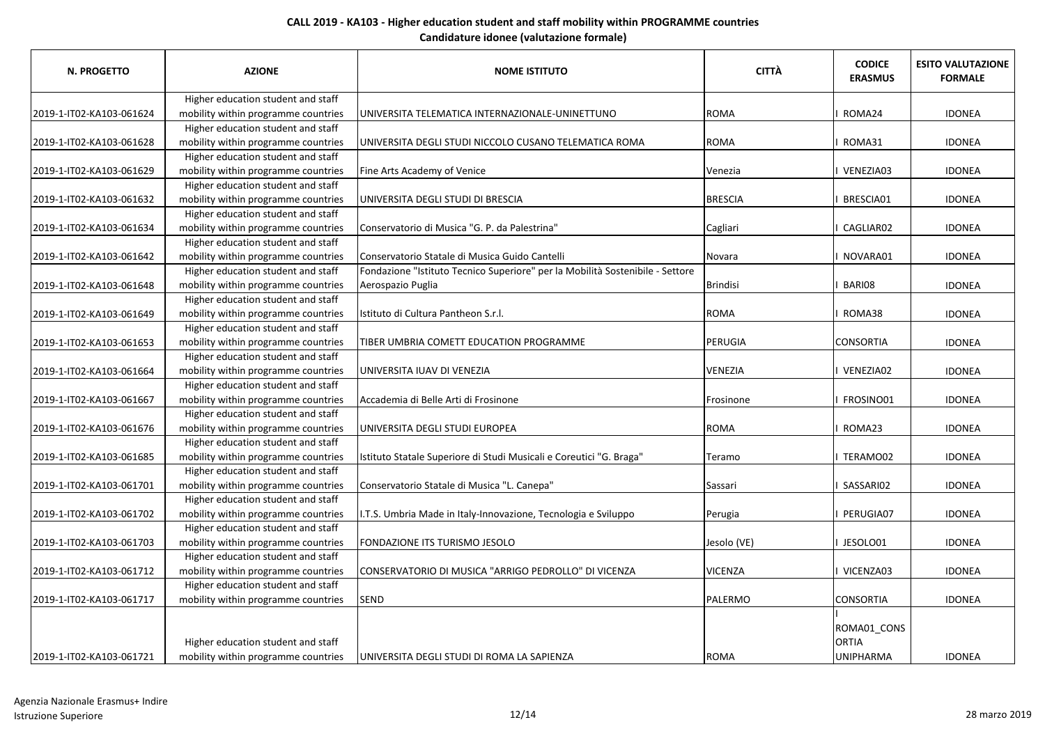## CALL 2019 - KA103 - Higher education student and staff mobility within PROGRAMME countries
### Candidature idonee (valutazione formale)

| N. PROGETTO | AZIONE | NOME ISTITUTO | CITTÀ | CODICE ERASMUS | ESITO VALUTAZIONE FORMALE |
|---|---|---|---|---|---|
| 2019-1-IT02-KA103-061624 | Higher education student and staff mobility within programme countries | UNIVERSITA TELEMATICA INTERNAZIONALE-UNINETTUNO | ROMA | I ROMA24 | IDONEA |
| 2019-1-IT02-KA103-061628 | Higher education student and staff mobility within programme countries | UNIVERSITA DEGLI STUDI NICCOLO CUSANO TELEMATICA ROMA | ROMA | I ROMA31 | IDONEA |
| 2019-1-IT02-KA103-061629 | Higher education student and staff mobility within programme countries | Fine Arts Academy of Venice | Venezia | I VENEZIA03 | IDONEA |
| 2019-1-IT02-KA103-061632 | Higher education student and staff mobility within programme countries | UNIVERSITA DEGLI STUDI DI BRESCIA | BRESCIA | I BRESCIA01 | IDONEA |
| 2019-1-IT02-KA103-061634 | Higher education student and staff mobility within programme countries | Conservatorio di Musica "G. P. da Palestrina" | Cagliari | I CAGLIAR02 | IDONEA |
| 2019-1-IT02-KA103-061642 | Higher education student and staff mobility within programme countries | Conservatorio Statale di Musica Guido Cantelli | Novara | I NOVARA01 | IDONEA |
| 2019-1-IT02-KA103-061648 | Higher education student and staff mobility within programme countries | Fondazione "Istituto Tecnico Superiore" per la Mobilità Sostenibile - Settore Aerospazio Puglia | Brindisi | I BARI08 | IDONEA |
| 2019-1-IT02-KA103-061649 | Higher education student and staff mobility within programme countries | Istituto di Cultura Pantheon S.r.l. | ROMA | I ROMA38 | IDONEA |
| 2019-1-IT02-KA103-061653 | Higher education student and staff mobility within programme countries | TIBER UMBRIA COMETT EDUCATION PROGRAMME | PERUGIA | CONSORTIA | IDONEA |
| 2019-1-IT02-KA103-061664 | Higher education student and staff mobility within programme countries | UNIVERSITA IUAV DI VENEZIA | VENEZIA | I VENEZIA02 | IDONEA |
| 2019-1-IT02-KA103-061667 | Higher education student and staff mobility within programme countries | Accademia di Belle Arti di Frosinone | Frosinone | I FROSINO01 | IDONEA |
| 2019-1-IT02-KA103-061676 | Higher education student and staff mobility within programme countries | UNIVERSITA DEGLI STUDI EUROPEA | ROMA | I ROMA23 | IDONEA |
| 2019-1-IT02-KA103-061685 | Higher education student and staff mobility within programme countries | Istituto Statale Superiore di Studi Musicali e Coreutici "G. Braga" | Teramo | I TERAMO02 | IDONEA |
| 2019-1-IT02-KA103-061701 | Higher education student and staff mobility within programme countries | Conservatorio Statale di Musica "L. Canepa" | Sassari | I SASSARI02 | IDONEA |
| 2019-1-IT02-KA103-061702 | Higher education student and staff mobility within programme countries | I.T.S. Umbria Made in Italy-Innovazione, Tecnologia e Sviluppo | Perugia | I PERUGIA07 | IDONEA |
| 2019-1-IT02-KA103-061703 | Higher education student and staff mobility within programme countries | FONDAZIONE ITS TURISMO JESOLO | Jesolo (VE) | I JESOLO01 | IDONEA |
| 2019-1-IT02-KA103-061712 | Higher education student and staff mobility within programme countries | CONSERVATORIO DI MUSICA "ARRIGO PEDROLLO" DI VICENZA | VICENZA | I VICENZA03 | IDONEA |
| 2019-1-IT02-KA103-061717 | Higher education student and staff mobility within programme countries | SEND | PALERMO | CONSORTIA | IDONEA |
| 2019-1-IT02-KA103-061721 | Higher education student and staff mobility within programme countries | UNIVERSITA DEGLI STUDI DI ROMA LA SAPIENZA | ROMA | I ROMA01_CONSORTIA UNIPHARMA | IDONEA |

Agenzia Nazionale Erasmus+ Indire
Istruzione Superiore

28 marzo 2019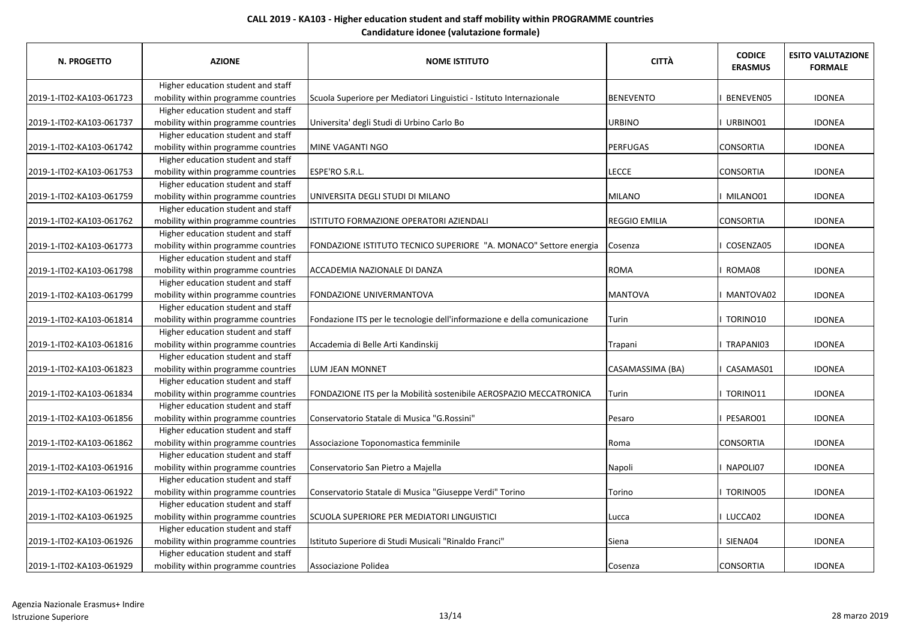**CALL 2019 - KA103 - Higher education student and staff mobility within PROGRAMME countries**
**Candidature idonee (valutazione formale)**

| N. PROGETTO | AZIONE | NOME ISTITUTO | CITTÀ | CODICE ERASMUS | ESITO VALUTAZIONE FORMALE |
|---|---|---|---|---|---|
| 2019-1-IT02-KA103-061723 | Higher education student and staff mobility within programme countries | Scuola Superiore per Mediatori Linguistici - Istituto Internazionale | BENEVENTO | I BENEVEN05 | IDONEA |
| 2019-1-IT02-KA103-061737 | Higher education student and staff mobility within programme countries | Universita' degli Studi di Urbino Carlo Bo | URBINO | I URBINO01 | IDONEA |
| 2019-1-IT02-KA103-061742 | Higher education student and staff mobility within programme countries | MINE VAGANTI NGO | PERFUGAS | CONSORTIA | IDONEA |
| 2019-1-IT02-KA103-061753 | Higher education student and staff mobility within programme countries | ESPE'RO S.R.L. | LECCE | CONSORTIA | IDONEA |
| 2019-1-IT02-KA103-061759 | Higher education student and staff mobility within programme countries | UNIVERSITA DEGLI STUDI DI MILANO | MILANO | I MILANO01 | IDONEA |
| 2019-1-IT02-KA103-061762 | Higher education student and staff mobility within programme countries | ISTITUTO FORMAZIONE OPERATORI AZIENDALI | REGGIO EMILIA | CONSORTIA | IDONEA |
| 2019-1-IT02-KA103-061773 | Higher education student and staff mobility within programme countries | FONDAZIONE ISTITUTO TECNICO SUPERIORE "A. MONACO" Settore energia | Cosenza | I COSENZA05 | IDONEA |
| 2019-1-IT02-KA103-061798 | Higher education student and staff mobility within programme countries | ACCADEMIA NAZIONALE DI DANZA | ROMA | I ROMA08 | IDONEA |
| 2019-1-IT02-KA103-061799 | Higher education student and staff mobility within programme countries | FONDAZIONE UNIVERMANTOVA | MANTOVA | I MANTOVA02 | IDONEA |
| 2019-1-IT02-KA103-061814 | Higher education student and staff mobility within programme countries | Fondazione ITS per le tecnologie dell'informazione e della comunicazione | Turin | I TORINO10 | IDONEA |
| 2019-1-IT02-KA103-061816 | Higher education student and staff mobility within programme countries | Accademia di Belle Arti Kandinskij | Trapani | I TRAPANI03 | IDONEA |
| 2019-1-IT02-KA103-061823 | Higher education student and staff mobility within programme countries | LUM JEAN MONNET | CASAMASSIMA (BA) | I CASAMAS01 | IDONEA |
| 2019-1-IT02-KA103-061834 | Higher education student and staff mobility within programme countries | FONDAZIONE ITS per la Mobilità sostenibile AEROSPAZIO MECCATRONICA | Turin | I TORINO11 | IDONEA |
| 2019-1-IT02-KA103-061856 | Higher education student and staff mobility within programme countries | Conservatorio Statale di Musica "G.Rossini" | Pesaro | I PESARO01 | IDONEA |
| 2019-1-IT02-KA103-061862 | Higher education student and staff mobility within programme countries | Associazione Toponomastica femminile | Roma | CONSORTIA | IDONEA |
| 2019-1-IT02-KA103-061916 | Higher education student and staff mobility within programme countries | Conservatorio San Pietro a Majella | Napoli | I NAPOLI07 | IDONEA |
| 2019-1-IT02-KA103-061922 | Higher education student and staff mobility within programme countries | Conservatorio Statale di Musica "Giuseppe Verdi" Torino | Torino | I TORINO05 | IDONEA |
| 2019-1-IT02-KA103-061925 | Higher education student and staff mobility within programme countries | SCUOLA SUPERIORE PER MEDIATORI LINGUISTICI | Lucca | I LUCCA02 | IDONEA |
| 2019-1-IT02-KA103-061926 | Higher education student and staff mobility within programme countries | Istituto Superiore di Studi Musicali "Rinaldo Franci" | Siena | I SIENA04 | IDONEA |
| 2019-1-IT02-KA103-061929 | Higher education student and staff mobility within programme countries | Associazione Polidea | Cosenza | CONSORTIA | IDONEA |

Agenzia Nazionale Erasmus+ Indire
Istruzione Superiore

28 marzo 2019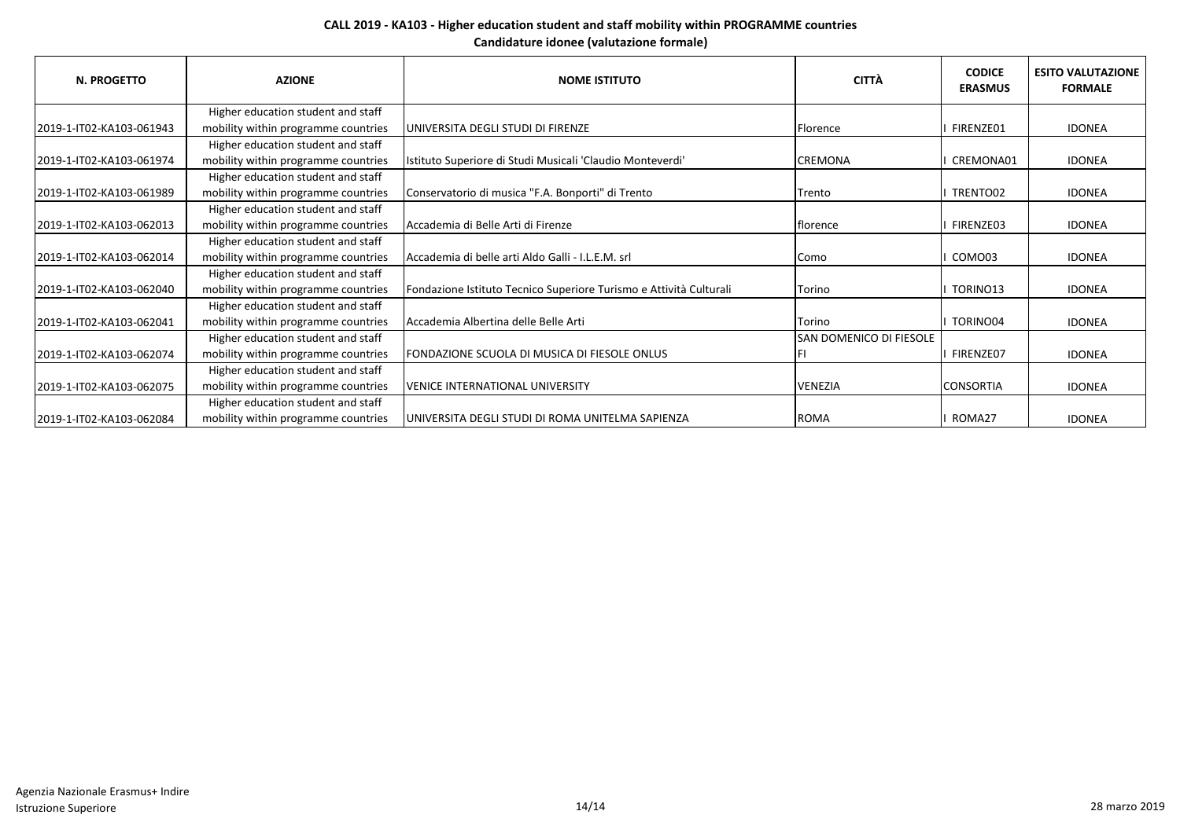**CALL 2019 - KA103 - Higher education student and staff mobility within PROGRAMME countries**

**Candidature idonee (valutazione formale)**

| N. PROGETTO | AZIONE | NOME ISTITUTO | CITTÀ | CODICE ERASMUS | ESITO VALUTAZIONE FORMALE |
|---|---|---|---|---|---|
| 2019-1-IT02-KA103-061943 | Higher education student and staff mobility within programme countries | UNIVERSITA DEGLI STUDI DI FIRENZE | Florence | I FIRENZE01 | IDONEA |
| 2019-1-IT02-KA103-061974 | Higher education student and staff mobility within programme countries | Istituto Superiore di Studi Musicali 'Claudio Monteverdi' | CREMONA | I CREMONA01 | IDONEA |
| 2019-1-IT02-KA103-061989 | Higher education student and staff mobility within programme countries | Conservatorio di musica "F.A. Bonporti" di Trento | Trento | I TRENTO02 | IDONEA |
| 2019-1-IT02-KA103-062013 | Higher education student and staff mobility within programme countries | Accademia di Belle Arti di Firenze | florence | I FIRENZE03 | IDONEA |
| 2019-1-IT02-KA103-062014 | Higher education student and staff mobility within programme countries | Accademia di belle arti Aldo Galli - I.L.E.M. srl | Como | I COMO03 | IDONEA |
| 2019-1-IT02-KA103-062040 | Higher education student and staff mobility within programme countries | Fondazione Istituto Tecnico Superiore Turismo e Attività Culturali | Torino | I TORINO13 | IDONEA |
| 2019-1-IT02-KA103-062041 | Higher education student and staff mobility within programme countries | Accademia Albertina delle Belle Arti | Torino | I TORINO04 | IDONEA |
| 2019-1-IT02-KA103-062074 | Higher education student and staff mobility within programme countries | FONDAZIONE SCUOLA DI MUSICA DI FIESOLE ONLUS | SAN DOMENICO DI FIESOLE FI | I FIRENZE07 | IDONEA |
| 2019-1-IT02-KA103-062075 | Higher education student and staff mobility within programme countries | VENICE INTERNATIONAL UNIVERSITY | VENEZIA | CONSORTIA | IDONEA |
| 2019-1-IT02-KA103-062084 | Higher education student and staff mobility within programme countries | UNIVERSITA DEGLI STUDI DI ROMA UNITELMA SAPIENZA | ROMA | I ROMA27 | IDONEA |